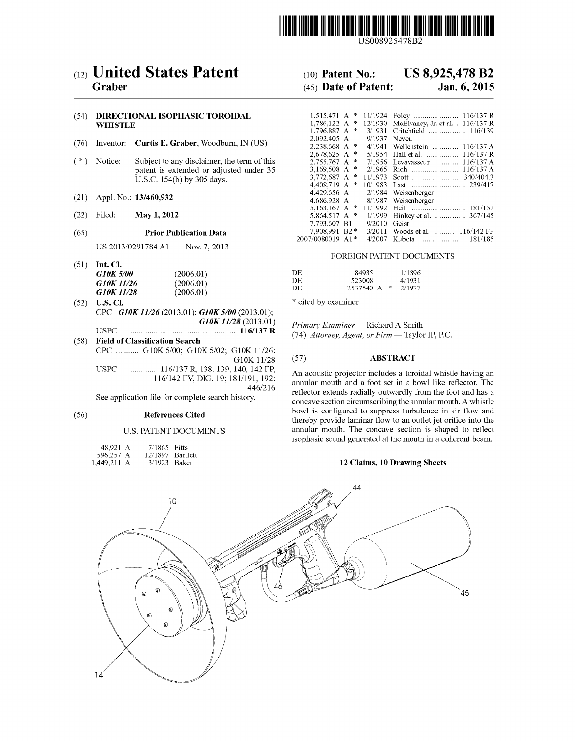US008925478B2

# (12) United States Patent
**Graber**

(10) **Patent No.: US 8,925,478 B2**

(45) **Date of Patent: Jan. 6, 2015**

(54) **DIRECTIONAL ISOPHASIC TOROIDAL WHISTLE**

(76) Inventor: **Curtis E. Graber**, Woodburn, IN (US)

( * ) Notice: Subject to any disclaimer, the term of this patent is extended or adjusted under 35 U.S.C. 154(b) by 305 days.

(21) Appl. No.: **13/460,932**

(22) Filed: **May 1, 2012**

(65) **Prior Publication Data**

US 2013/0291784 A1 Nov. 7, 2013

(51) **Int. Cl.**

| | |
|---|---|
| ***G10K 5/00*** | (2006.01) |
| ***G10K 11/26*** | (2006.01) |
| ***G10K 11/28*** | (2006.01) |

(52) **U.S. Cl.**

CPC ***G10K 11/26*** (2013.01); ***G10K 5/00*** (2013.01); ***G10K 11/28*** (2013.01)

USPC ..................................................... **116/137 R**

(58) **Field of Classification Search**

CPC ........... G10K 5/00; G10K 5/02; G10K 11/26; G10K 11/28

USPC ................ 116/137 R, 138, 139, 140, 142 FP, 116/142 FV, DIG. 19; 181/191, 192; 446/216

See application file for complete search history.

(56) **References Cited**

U.S. PATENT DOCUMENTS

| | | | |
|---|---|---|---|
| 48,921 A | 7/1865 | Fitts | |
| 596,257 A | 12/1897 | Bartlett | |
| 1,449,211 A | 3/1923 | Baker | |
| 1,515,471 A * | 11/1924 | Foley | 116/137 R |
| 1,786,122 A * | 12/1930 | McElvaney, Jr. et al. | 116/137 R |
| 1,796,887 A * | 3/1931 | Critchfield | 116/139 |
| 2,092,405 A | 9/1937 | Neveu | |
| 2,238,668 A * | 4/1941 | Wellenstein | 116/137 A |
| 2,678,625 A * | 5/1954 | Hall et al. | 116/137 R |
| 2,755,767 A * | 7/1956 | Levavasseur | 116/137 A |
| 3,169,508 A * | 2/1965 | Rich | 116/137 A |
| 3,772,687 A * | 11/1973 | Scott | 340/404.3 |
| 4,408,719 A * | 10/1983 | Last | 239/417 |
| 4,429,656 A | 2/1984 | Weisenberger | |
| 4,686,928 A | 8/1987 | Weisenberger | |
| 5,163,167 A * | 11/1992 | Heil | 181/152 |
| 5,864,517 A * | 1/1999 | Hinkey et al. | 367/145 |
| 7,793,607 B1 | 9/2010 | Geist | |
| 7,908,991 B2 * | 3/2011 | Woods et al. | 116/142 FP |
| 2007/0080019 A1 * | 4/2007 | Kubota | 181/185 |

FOREIGN PATENT DOCUMENTS

| | | |
|---|---|---|
| DE | 84935 | 1/1896 |
| DE | 523008 | 4/1931 |
| DE | 2537540 A * | 2/1977 |

\* cited by examiner

*Primary Examiner* — Richard A Smith

(74) *Attorney, Agent, or Firm* — Taylor IP, P.C.

(57) **ABSTRACT**

An acoustic projector includes a toroidal whistle having an annular mouth and a foot set in a bowl like reflector. The reflector extends radially outwardly from the foot and has a concave section circumscribing the annular mouth. A whistle bowl is configured to suppress turbulence in air flow and thereby provide laminar flow to an outlet jet orifice into the annular mouth. The concave section is shaped to reflect isophasic sound generated at the mouth in a coherent beam.

**12 Claims, 10 Drawing Sheets**

10 44 46 45 14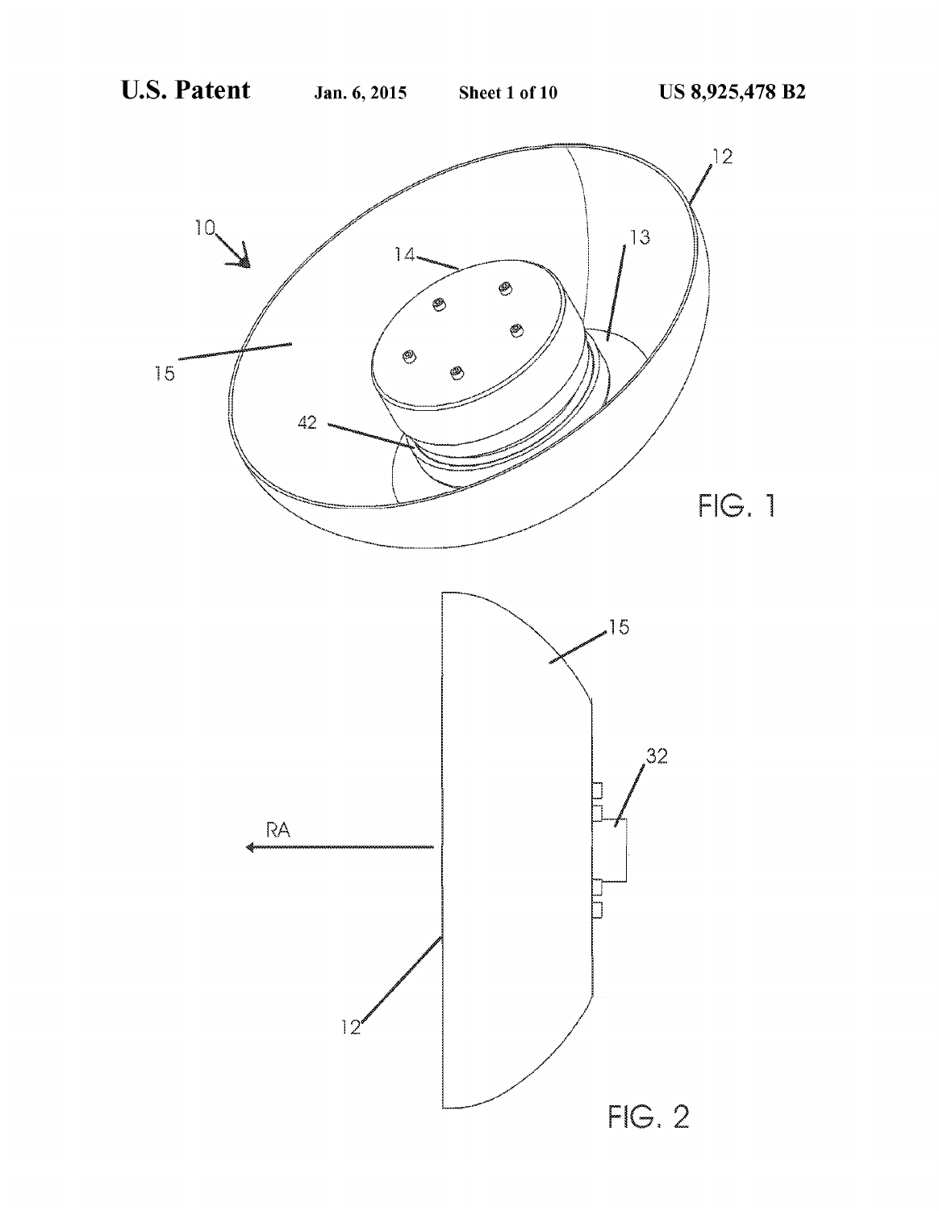FIG. 1

FIG. 2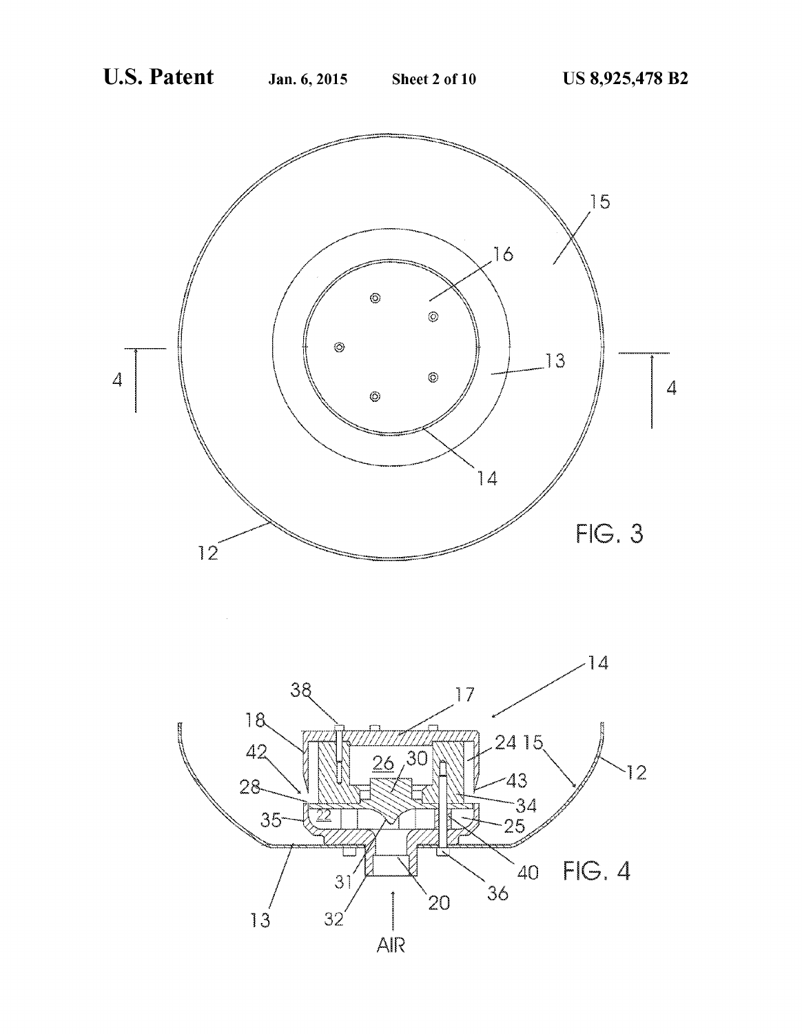FIG. 3

FIG. 4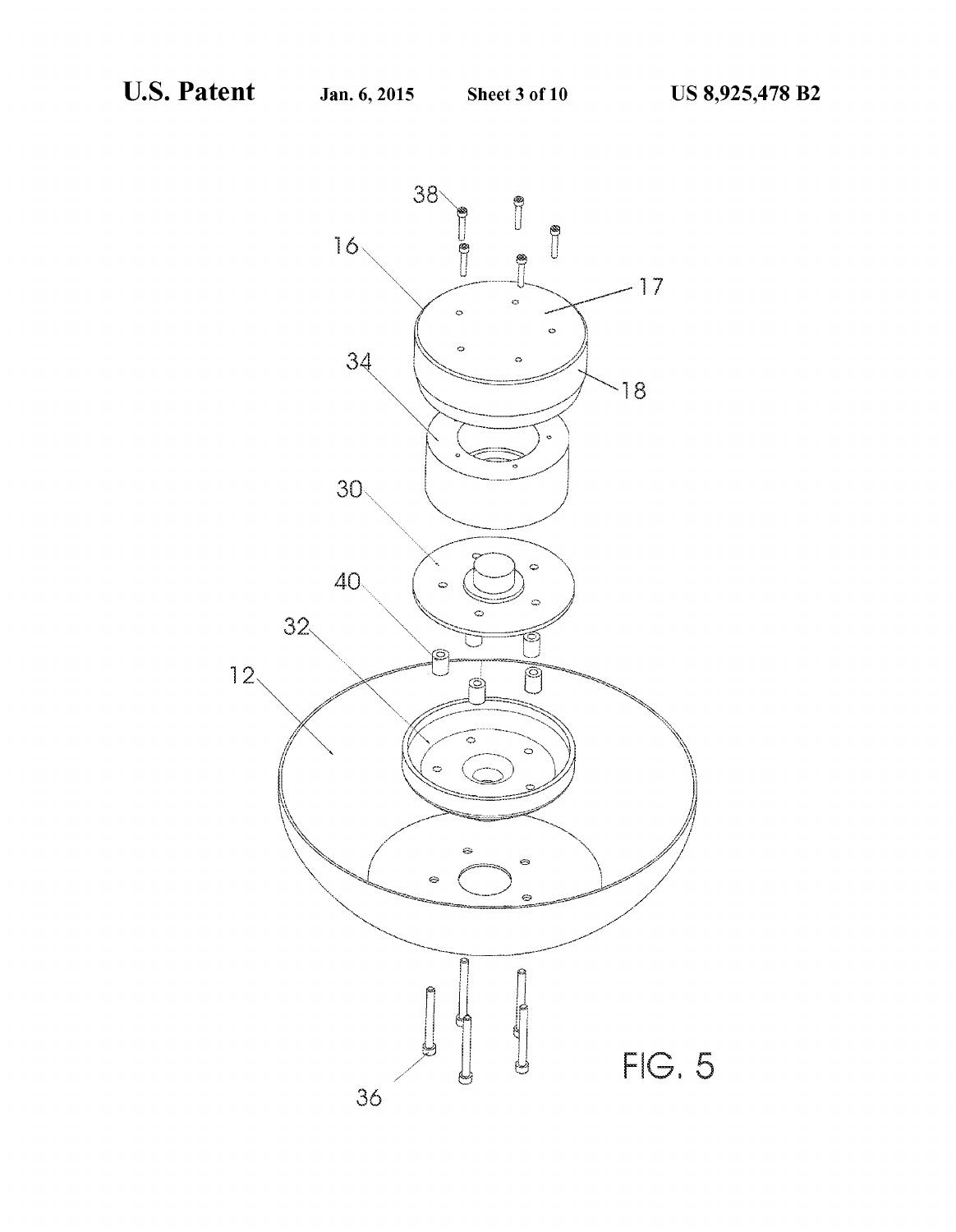FIG. 5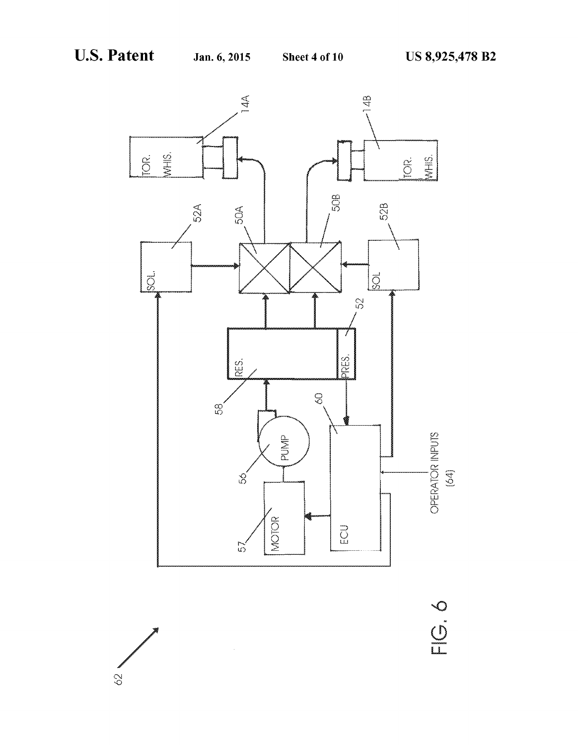FIG. 6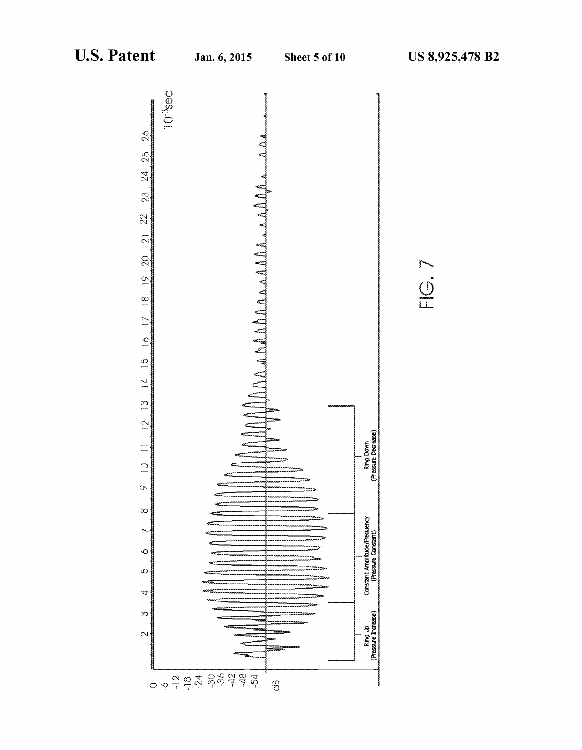FIG. 7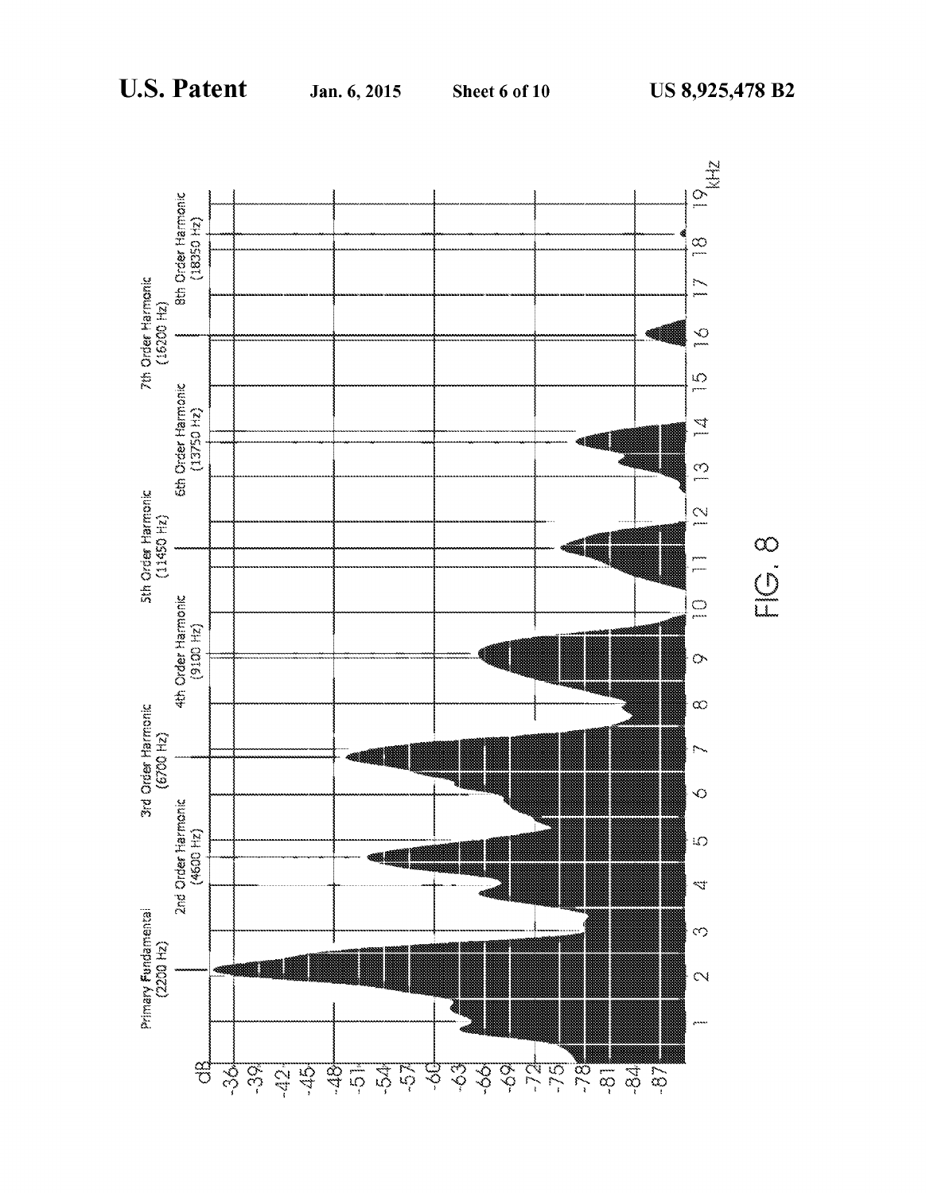Primary Fundamental (2200 Hz)

2nd Order Harmonic (4600 Hz)

3rd Order Harmonic (6700 Hz)

4th Order Harmonic (9100 Hz)

5th Order Harmonic (11450 Hz)

6th Order Harmonic (13750 Hz)

7th Order Harmonic (16200 Hz)

8th Order Harmonic (18350 Hz)

dB: -36, -39, -42, -45, -48, -51, -54, -57, -60, -63, -66, -69, -72, -75, -78, -81, -84, -87

kHz: 1, 2, 3, 4, 5, 6, 7, 8, 9, 10, 11, 12, 13, 14, 15, 16, 17, 18, 19

FIG. 8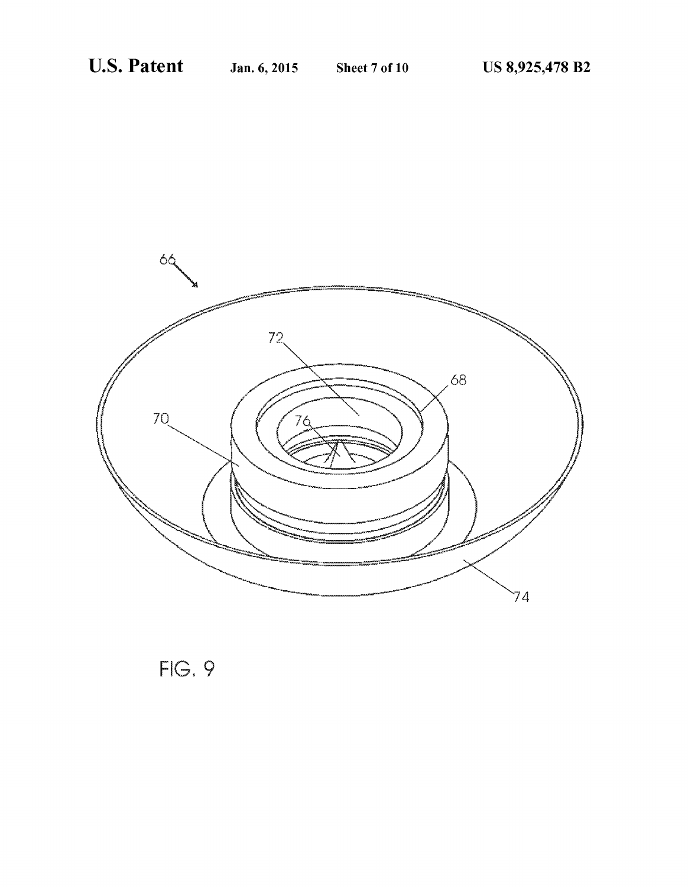FIG. 9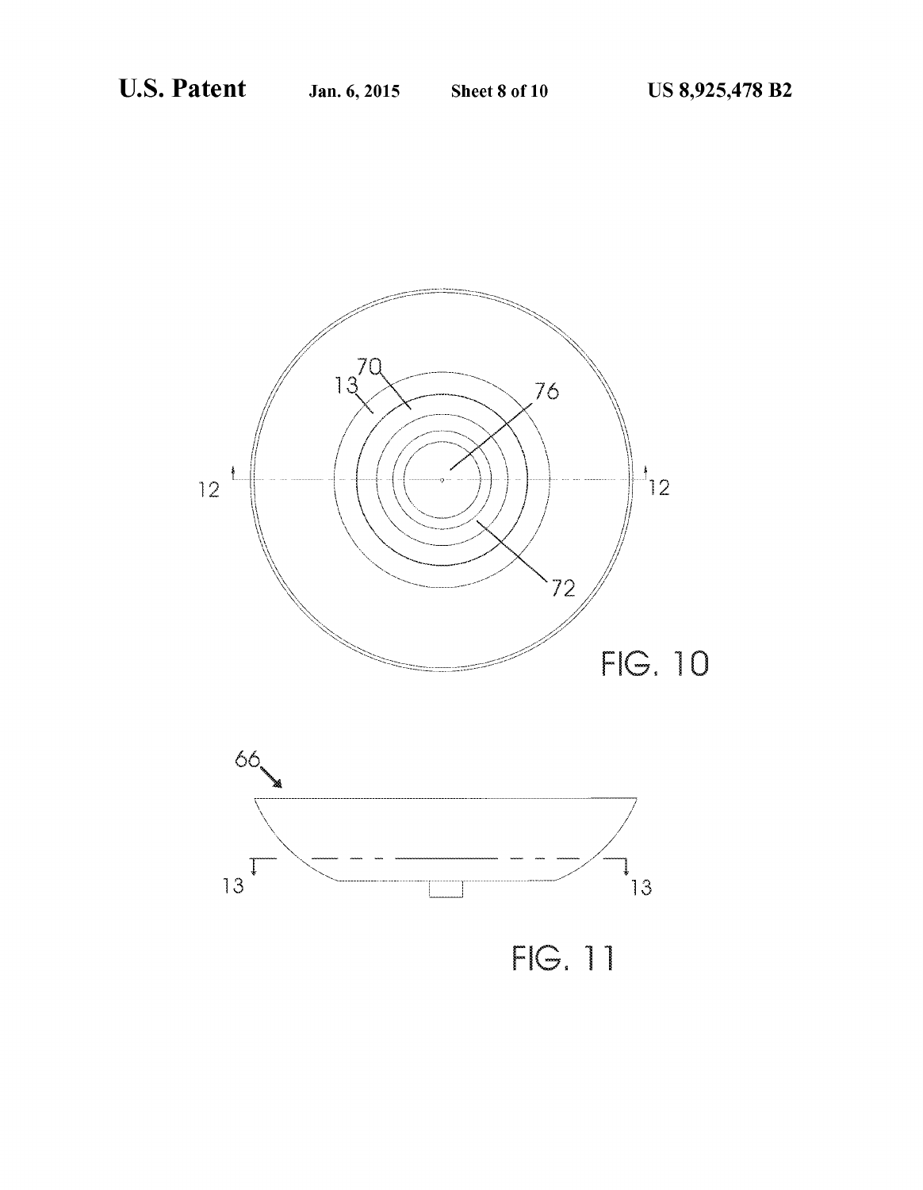FIG. 10

FIG. 11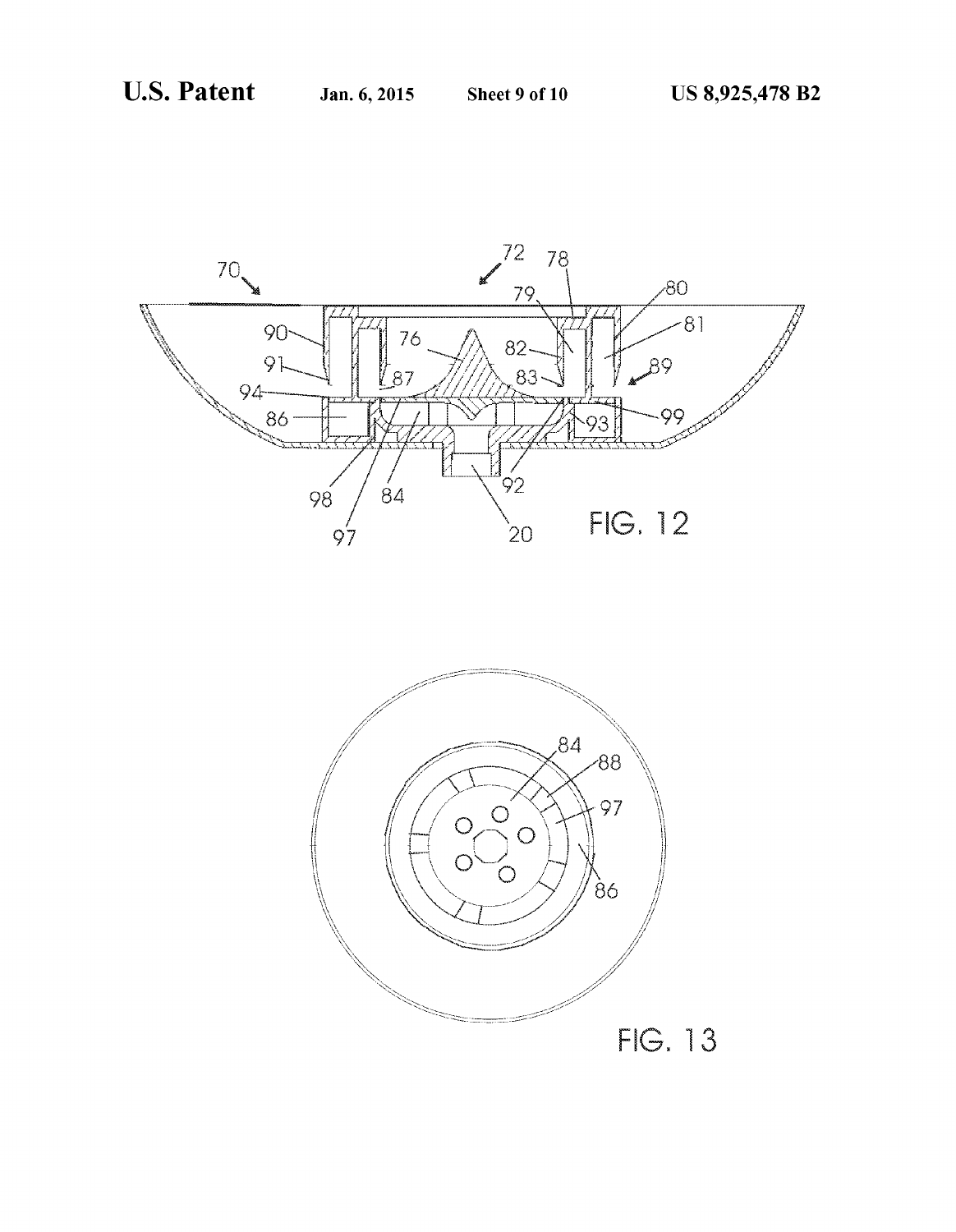FIG. 12

FIG. 13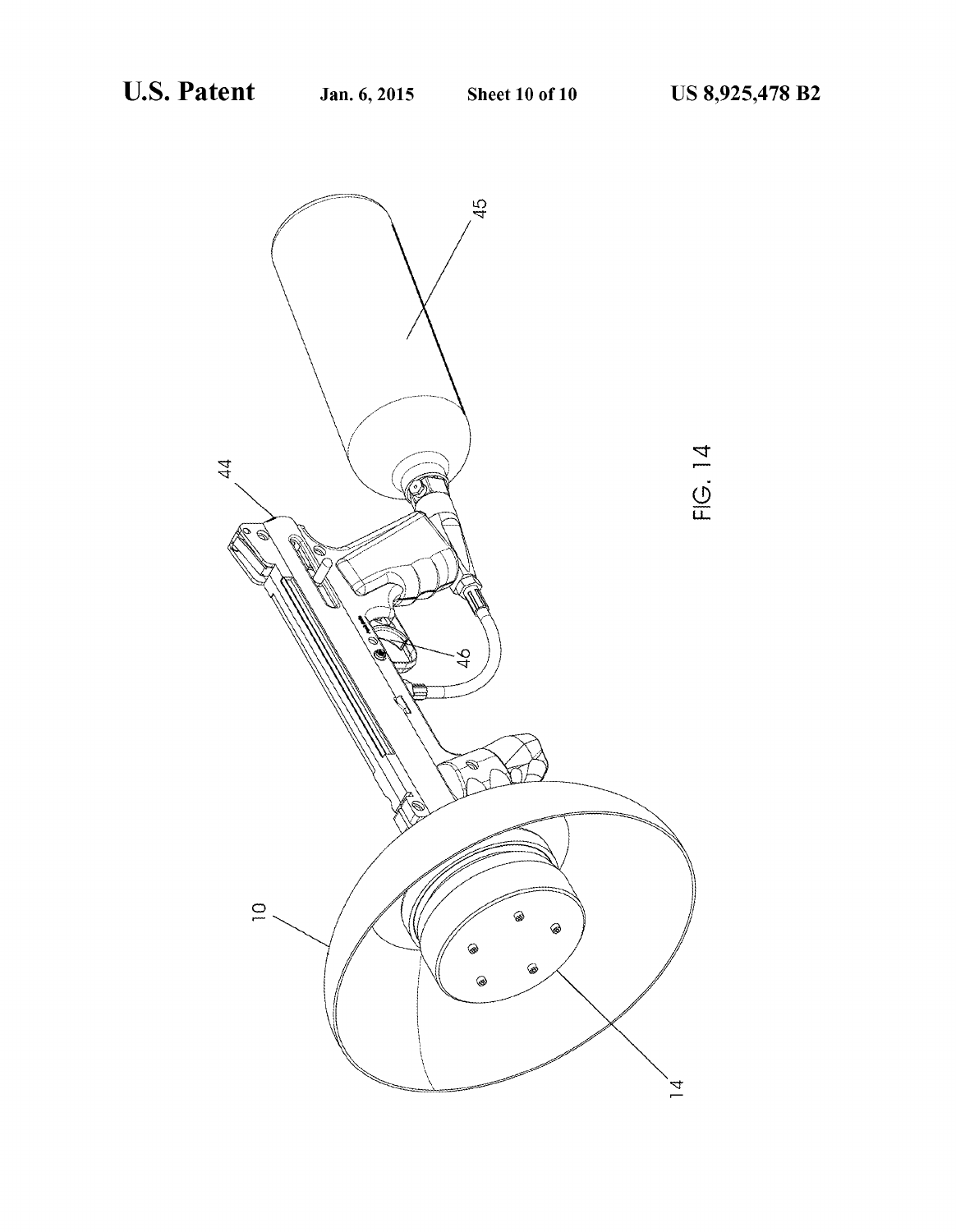FIG. 14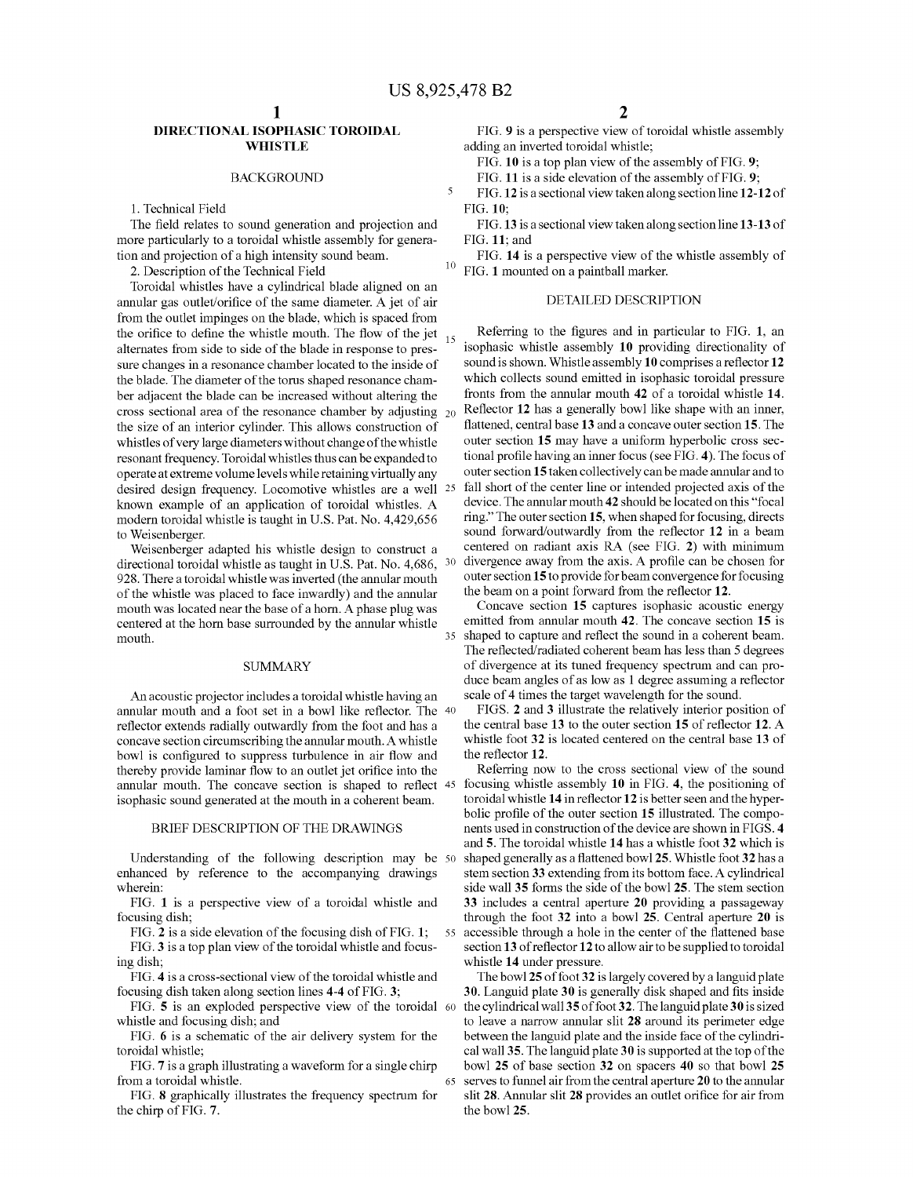# DIRECTIONAL ISOPHASIC TOROIDAL WHISTLE

## BACKGROUND

1. Technical Field

The field relates to sound generation and projection and more particularly to a toroidal whistle assembly for generation and projection of a high intensity sound beam.

2. Description of the Technical Field

Toroidal whistles have a cylindrical blade aligned on an annular gas outlet/orifice of the same diameter. A jet of air from the outlet impinges on the blade, which is spaced from the orifice to define the whistle mouth. The flow of the jet alternates from side to side of the blade in response to pressure changes in a resonance chamber located to the inside of the blade. The diameter of the torus shaped resonance chamber adjacent the blade can be increased without altering the cross sectional area of the resonance chamber by adjusting the size of an interior cylinder. This allows construction of whistles of very large diameters without change of the whistle resonant frequency. Toroidal whistles thus can be expanded to operate at extreme volume levels while retaining virtually any desired design frequency. Locomotive whistles are a well known example of an application of toroidal whistles. A modern toroidal whistle is taught in U.S. Pat. No. 4,429,656 to Weisenberger.

Weisenberger adapted his whistle design to construct a directional toroidal whistle as taught in U.S. Pat. No. 4,686,928. There a toroidal whistle was inverted (the annular mouth of the whistle was placed to face inwardly) and the annular mouth was located near the base of a horn. A phase plug was centered at the horn base surrounded by the annular whistle mouth.

## SUMMARY

An acoustic projector includes a toroidal whistle having an annular mouth and a foot set in a bowl like reflector. The reflector extends radially outwardly from the foot and has a concave section circumscribing the annular mouth. A whistle bowl is configured to suppress turbulence in air flow and thereby provide laminar flow to an outlet jet orifice into the annular mouth. The concave section is shaped to reflect isophasic sound generated at the mouth in a coherent beam.

## BRIEF DESCRIPTION OF THE DRAWINGS

Understanding of the following description may be enhanced by reference to the accompanying drawings wherein:

FIG. **1** is a perspective view of a toroidal whistle and focusing dish;

FIG. **2** is a side elevation of the focusing dish of FIG. **1**;

FIG. **3** is a top plan view of the toroidal whistle and focusing dish;

FIG. **4** is a cross-sectional view of the toroidal whistle and focusing dish taken along section lines **4-4** of FIG. **3**;

FIG. **5** is an exploded perspective view of the toroidal whistle and focusing dish; and

FIG. **6** is a schematic of the air delivery system for the toroidal whistle;

FIG. **7** is a graph illustrating a waveform for a single chirp from a toroidal whistle.

FIG. **8** graphically illustrates the frequency spectrum for the chirp of FIG. **7**.

FIG. **9** is a perspective view of toroidal whistle assembly adding an inverted toroidal whistle;

FIG. **10** is a top plan view of the assembly of FIG. **9**;

FIG. **11** is a side elevation of the assembly of FIG. **9**;

FIG. **12** is a sectional view taken along section line **12-12** of FIG. **10**;

FIG. **13** is a sectional view taken along section line **13-13** of FIG. **11**; and

FIG. **14** is a perspective view of the whistle assembly of FIG. **1** mounted on a paintball marker.

## DETAILED DESCRIPTION

Referring to the figures and in particular to FIG. **1**, an isophasic whistle assembly **10** providing directionality of sound is shown. Whistle assembly **10** comprises a reflector **12** which collects sound emitted in isophasic toroidal pressure fronts from the annular mouth **42** of a toroidal whistle **14**. Reflector **12** has a generally bowl like shape with an inner, flattened, central base **13** and a concave outer section **15**. The outer section **15** may have a uniform hyperbolic cross sectional profile having an inner focus (see FIG. **4**). The focus of outer section **15** taken collectively can be made annular and to fall short of the center line or intended projected axis of the device. The annular mouth **42** should be located on this "focal ring." The outer section **15**, when shaped for focusing, directs sound forward/outwardly from the reflector **12** in a beam centered on radiant axis RA (see FIG. **2**) with minimum divergence away from the axis. A profile can be chosen for outer section **15** to provide for beam convergence for focusing the beam on a point forward from the reflector **12**.

Concave section **15** captures isophasic acoustic energy emitted from annular mouth **42**. The concave section **15** is shaped to capture and reflect the sound in a coherent beam. The reflected/radiated coherent beam has less than 5 degrees of divergence at its tuned frequency spectrum and can produce beam angles of as low as 1 degree assuming a reflector scale of 4 times the target wavelength for the sound.

FIGS. **2** and **3** illustrate the relatively interior position of the central base **13** to the outer section **15** of reflector **12**. A whistle foot **32** is located centered on the central base **13** of the reflector **12**.

Referring now to the cross sectional view of the sound focusing whistle assembly **10** in FIG. **4**, the positioning of toroidal whistle **14** in reflector **12** is better seen and the hyperbolic profile of the outer section **15** illustrated. The components used in construction of the device are shown in FIGS. **4** and **5**. The toroidal whistle **14** has a whistle foot **32** which is shaped generally as a flattened bowl **25**. Whistle foot **32** has a stem section **33** extending from its bottom face. A cylindrical side wall **35** forms the side of the bowl **25**. The stem section **33** includes a central aperture **20** providing a passageway through the foot **32** into a bowl **25**. Central aperture **20** is accessible through a hole in the center of the flattened base section **13** of reflector **12** to allow air to be supplied to toroidal whistle **14** under pressure.

The bowl **25** of foot **32** is largely covered by a languid plate **30**. Languid plate **30** is generally disk shaped and fits inside the cylindrical wall **35** of foot **32**. The languid plate **30** is sized to leave a narrow annular slit **28** around its perimeter edge between the languid plate and the inside face of the cylindrical wall **35**. The languid plate **30** is supported at the top of the bowl **25** of base section **32** on spacers **40** so that bowl **25** serves to funnel air from the central aperture **20** to the annular slit **28**. Annular slit **28** provides an outlet orifice for air from the bowl **25**.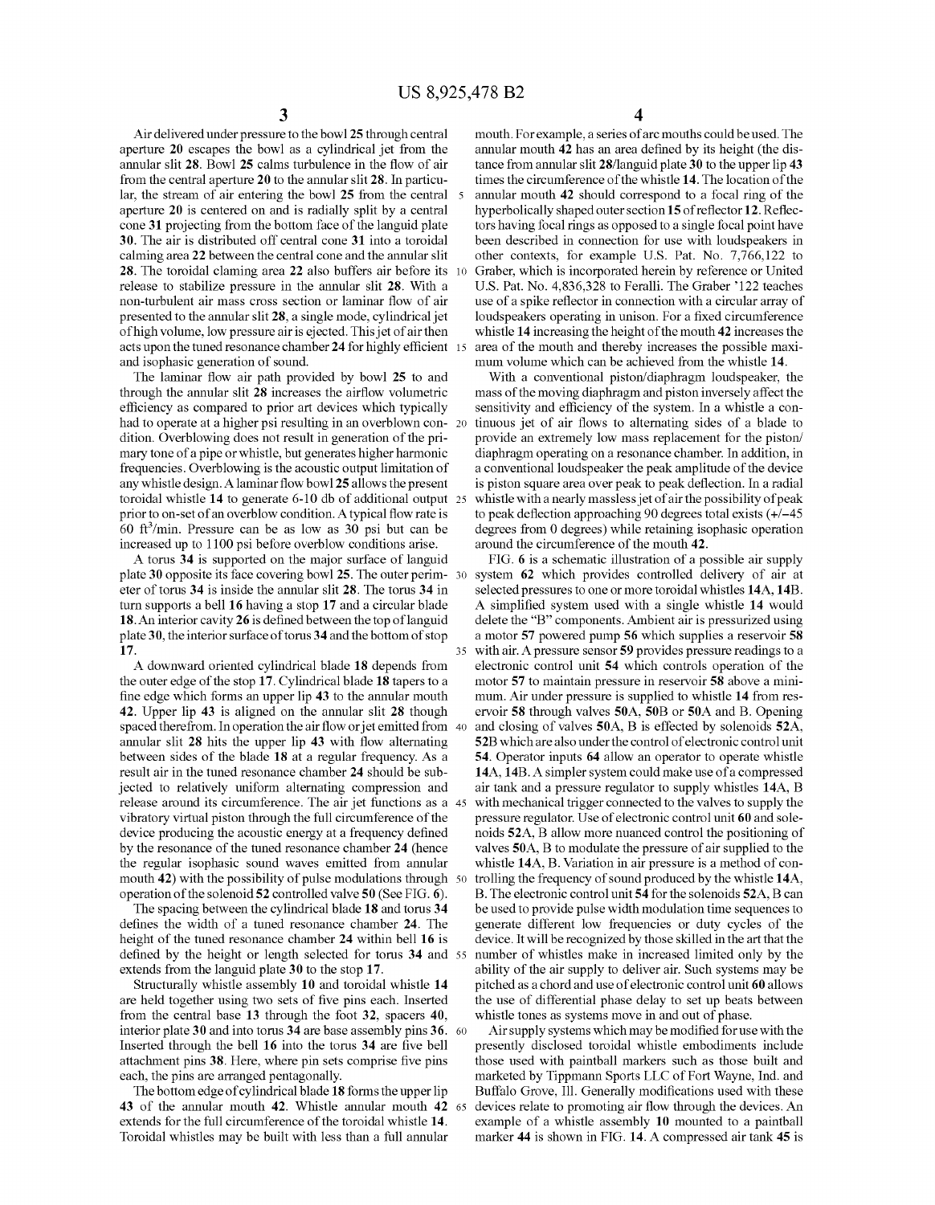Air delivered under pressure to the bowl **25** through central aperture **20** escapes the bowl as a cylindrical jet from the annular slit **28**. Bowl **25** calms turbulence in the flow of air from the central aperture **20** to the annular slit **28**. In particular, the stream of air entering the bowl **25** from the central aperture **20** is centered on and is radially split by a central cone **31** projecting from the bottom face of the languid plate **30**. The air is distributed off central cone **31** into a toroidal calming area **22** between the central cone and the annular slit **28**. The toroidal claming area **22** also buffers air before its release to stabilize pressure in the annular slit **28**. With a non-turbulent air mass cross section or laminar flow of air presented to the annular slit **28**, a single mode, cylindrical jet of high volume, low pressure air is ejected. This jet of air then acts upon the tuned resonance chamber **24** for highly efficient and isophasic generation of sound.

The laminar flow air path provided by bowl **25** to and through the annular slit **28** increases the airflow volumetric efficiency as compared to prior art devices which typically had to operate at a higher psi resulting in an overblown condition. Overblowing does not result in generation of the primary tone of a pipe or whistle, but generates higher harmonic frequencies. Overblowing is the acoustic output limitation of any whistle design. A laminar flow bowl **25** allows the present toroidal whistle **14** to generate 6-10 db of additional output prior to on-set of an overblow condition. A typical flow rate is 60 $ft^3$/min. Pressure can be as low as 30 psi but can be increased up to 1100 psi before overblow conditions arise.

A torus **34** is supported on the major surface of languid plate **30** opposite its face covering bowl **25**. The outer perimeter of torus **34** is inside the annular slit **28**. The torus **34** in turn supports a bell **16** having a stop **17** and a circular blade **18**. An interior cavity **26** is defined between the top of languid plate **30**, the interior surface of torus **34** and the bottom of stop **17**.

A downward oriented cylindrical blade **18** depends from the outer edge of the stop **17**. Cylindrical blade **18** tapers to a fine edge which forms an upper lip **43** to the annular mouth **42**. Upper lip **43** is aligned on the annular slit **28** though spaced therefrom. In operation the air flow or jet emitted from annular slit **28** hits the upper lip **43** with flow alternating between sides of the blade **18** at a regular frequency. As a result air in the tuned resonance chamber **24** should be subjected to relatively uniform alternating compression and release around its circumference. The air jet functions as a vibratory virtual piston through the full circumference of the device producing the acoustic energy at a frequency defined by the resonance of the tuned resonance chamber **24** (hence the regular isophasic sound waves emitted from annular mouth **42**) with the possibility of pulse modulations through operation of the solenoid **52** controlled valve **50** (See FIG. **6**).

The spacing between the cylindrical blade **18** and torus **34** defines the width of a tuned resonance chamber **24**. The height of the tuned resonance chamber **24** within bell **16** is defined by the height or length selected for torus **34** and extends from the languid plate **30** to the stop **17**.

Structurally whistle assembly **10** and toroidal whistle **14** are held together using two sets of five pins each. Inserted from the central base **13** through the foot **32**, spacers **40**, interior plate **30** and into torus **34** are base assembly pins **36**. Inserted through the bell **16** into the torus **34** are five bell attachment pins **38**. Here, where pin sets comprise five pins each, the pins are arranged pentagonally.

The bottom edge of cylindrical blade **18** forms the upper lip **43** of the annular mouth **42**. Whistle annular mouth **42** extends for the full circumference of the toroidal whistle **14**. Toroidal whistles may be built with less than a full annular mouth. For example, a series of arc mouths could be used. The annular mouth **42** has an area defined by its height (the distance from annular slit **28**/languid plate **30** to the upper lip **43** times the circumference of the whistle **14**. The location of the annular mouth **42** should correspond to a focal ring of the hyperbolically shaped outer section **15** of reflector **12**. Reflectors having focal rings as opposed to a single focal point have been described in connection for use with loudspeakers in other contexts, for example U.S. Pat. No. 7,766,122 to Graber, which is incorporated herein by reference or United U.S. Pat. No. 4,836,328 to Feralli. The Graber '122 teaches use of a spike reflector in connection with a circular array of loudspeakers operating in unison. For a fixed circumference whistle **14** increasing the height of the mouth **42** increases the area of the mouth and thereby increases the possible maximum volume which can be achieved from the whistle **14**.

With a conventional piston/diaphragm loudspeaker, the mass of the moving diaphragm and piston inversely affect the sensitivity and efficiency of the system. In a whistle a continuous jet of air flows to alternating sides of a blade to provide an extremely low mass replacement for the piston/diaphragm operating on a resonance chamber. In addition, in a conventional loudspeaker the peak amplitude of the device is piston square area over peak to peak deflection. In a radial whistle with a nearly massless jet of air the possibility of peak to peak deflection approaching 90 degrees total exists (+/−45 degrees from 0 degrees) while retaining isophasic operation around the circumference of the mouth **42**.

FIG. **6** is a schematic illustration of a possible air supply system **62** which provides controlled delivery of air at selected pressures to one or more toroidal whistles **14A**, **14B**. A simplified system used with a single whistle **14** would delete the "B" components. Ambient air is pressurized using a motor **57** powered pump **56** which supplies a reservoir **58** with air. A pressure sensor **59** provides pressure readings to a electronic control unit **54** which controls operation of the motor **57** to maintain pressure in reservoir **58** above a minimum. Air under pressure is supplied to whistle **14** from reservoir **58** through valves **50A**, **50B** or **50A** and B. Opening and closing of valves **50A**, B is effected by solenoids **52A**, **52B** which are also under the control of electronic control unit **54**. Operator inputs **64** allow an operator to operate whistle **14A**, **14B**. A simpler system could make use of a compressed air tank and a pressure regulator to supply whistles **14A**, B with mechanical trigger connected to the valves to supply the pressure regulator. Use of electronic control unit **60** and solenoids **52A**, B allow more nuanced control the positioning of valves **50A**, B to modulate the pressure of air supplied to the whistle **14A**, B. Variation in air pressure is a method of controlling the frequency of sound produced by the whistle **14A**, B. The electronic control unit **54** for the solenoids **52A**, B can be used to provide pulse width modulation time sequences to generate different low frequencies or duty cycles of the device. It will be recognized by those skilled in the art that the number of whistles make in increased limited only by the ability of the air supply to deliver air. Such systems may be pitched as a chord and use of electronic control unit **60** allows the use of differential phase delay to set up beats between whistle tones as systems move in and out of phase.

Air supply systems which may be modified for use with the presently disclosed toroidal whistle embodiments include those used with paintball markers such as those built and marketed by Tippmann Sports LLC of Fort Wayne, Ind. and Buffalo Grove, Ill. Generally modifications used with these devices relate to promoting air flow through the devices. An example of a whistle assembly **10** mounted to a paintball marker **44** is shown in FIG. **14**. A compressed air tank **45** is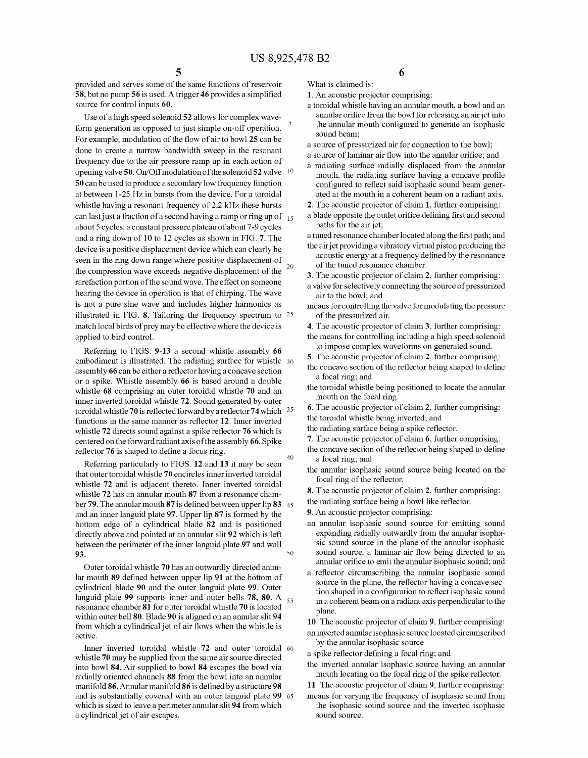provided and serves some of the same functions of reservoir 58, but no pump 56 is used. A trigger 46 provides a simplified source for control inputs 60.

Use of a high speed solenoid 52 allows for complex waveform generation as opposed to just simple on-off operation. For example, modulation of the flow of air to bowl 25 can be done to create a narrow bandwidth sweep in the resonant frequency due to the air pressure ramp up in each action of opening valve 50. On/Off modulation of the solenoid 52 valve 50 can be used to produce a secondary low frequency function at between 1-25 Hz in bursts from the device. For a toroidal whistle having a resonant frequency of 2.2 kHz these bursts can last just a fraction of a second having a ramp or ring up of about 5 cycles, a constant pressure plateau of about 7-9 cycles and a ring down of 10 to 12 cycles as shown in FIG. 7. The device is a positive displacement device which can clearly be seen in the ring down range where positive displacement of the compression wave exceeds negative displacement of the rarefaction portion of the sound wave. The effect on someone hearing the device in operation is that of chirping. The wave is not a pure sine wave and includes higher harmonics as illustrated in FIG. 8. Tailoring the frequency spectrum to match local birds of prey may be effective where the device is applied to bird control.

Referring to FIGS. 9-13 a second whistle assembly 66 embodiment is illustrated. The radiating surface for whistle assembly 66 can be either a reflector having a concave section or a spike. Whistle assembly 66 is based around a double whistle 68 comprising an outer toroidal whistle 70 and an inner inverted toroidal whistle 72. Sound generated by outer toroidal whistle 70 is reflected forward by a reflector 74 which functions in the same manner as reflector 12. Inner inverted whistle 72 directs sound against a spike reflector 76 which is centered on the forward radiant axis of the assembly 66. Spike reflector 76 is shaped to define a focus ring.

Referring particularly to FIGS. 12 and 13 it may be seen that outer toroidal whistle 70 encircles inner inverted toroidal whistle 72 and is adjacent thereto. Inner inverted toroidal whistle 72 has an annular mouth 87 from a resonance chamber 79. The annular mouth 87 is defined between upper lip 83 and an inner languid plate 97. Upper lip 87 is formed by the bottom edge of a cylindrical blade 82 and is positioned directly above and pointed at an annular slit 92 which is left between the perimeter of the inner languid plate 97 and wall 93.

Outer toroidal whistle 70 has an outwardly directed annular mouth 89 defined between upper lip 91 at the bottom of cylindrical blade 90 and the outer languid plate 99. Outer languid plate 99 supports inner and outer bells 78, 80. A resonance chamber 81 for outer toroidal whistle 70 is located within outer bell 80. Blade 90 is aligned on an annular slit 94 from which a cylindrical jet of air flows when the whistle is active.

Inner inverted toroidal whistle 72 and outer toroidal whistle 70 may be supplied from the same air source directed into bowl 84. Air supplied to bowl 84 escapes the bowl via radially oriented channels 88 from the bowl into an annular manifold 86. Annular manifold 86 is defined by a structure 98 and is substantially covered with an outer languid plate 99 which is sized to leave a perimeter annular slit 94 from which a cylindrical jet of air escapes.

What is claimed is:

1. An acoustic projector comprising:
a toroidal whistle having an annular mouth, a bowl and an annular orifice from the bowl for releasing an air jet into the annular mouth configured to generate an isophasic sound beam;
a source of pressurized air for connection to the bowl;
a source of laminar air flow into the annular orifice; and
a radiating surface radially displaced from the annular mouth, the radiating surface having a concave profile configured to reflect said isophasic sound beam generated at the mouth in a coherent beam on a radiant axis.

2. The acoustic projector of claim 1, further comprising:
a blade opposite the outlet orifice defining first and second paths for the air jet;
a tuned resonance chamber located along the first path; and
the air jet providing a vibratory virtual piston producing the acoustic energy at a frequency defined by the resonance of the tuned resonance chamber.

3. The acoustic projector of claim 2, further comprising:
a valve for selectively connecting the source of pressurized air to the bowl; and
means for controlling the valve for modulating the pressure of the pressurized air.

4. The acoustic projector of claim 3, further comprising:
the means for controlling including a high speed solenoid to impose complex waveforms on generated sound.

5. The acoustic projector of claim 2, further comprising:
the concave section of the reflector being shaped to define a focal ring; and
the toroidal whistle being positioned to locate the annular mouth on the focal ring.

6. The acoustic projector of claim 2, further comprising:
the toroidal whistle being inverted; and
the radiating surface being a spike reflector.

7. The acoustic projector of claim 6, further comprising:
the concave section of the reflector being shaped to define a focal ring; and
the annular isophasic sound source being located on the focal ring of the reflector.

8. The acoustic projector of claim 2, further comprising:
the radiating surface being a bowl like reflector.

9. An acoustic projector comprising:
an annular isophasic sound source for emitting sound expanding radially outwardly from the annular isophasic sound source in the plane of the annular isophasic sound source, a laminar air flow being directed to an annular orifice to emit the annular isophasic sound; and
a reflector circumscribing the annular isophasic sound source in the plane, the reflector having a concave section shaped in a configuration to reflect isophasic sound in a coherent beam on a radiant axis perpendicular to the plane.

10. The acoustic projector of claim 9, further comprising:
an inverted annular isophasic source located circumscribed by the annular isophasic source
a spike reflector defining a focal ring; and
the inverted annular isophasic source having an annular mouth locating on the focal ring of the spike reflector.

11. The acoustic projector of claim 9, further comprising:
means for varying the frequency of isophasic sound from the isophasic sound source and the inverted isophasic sound source.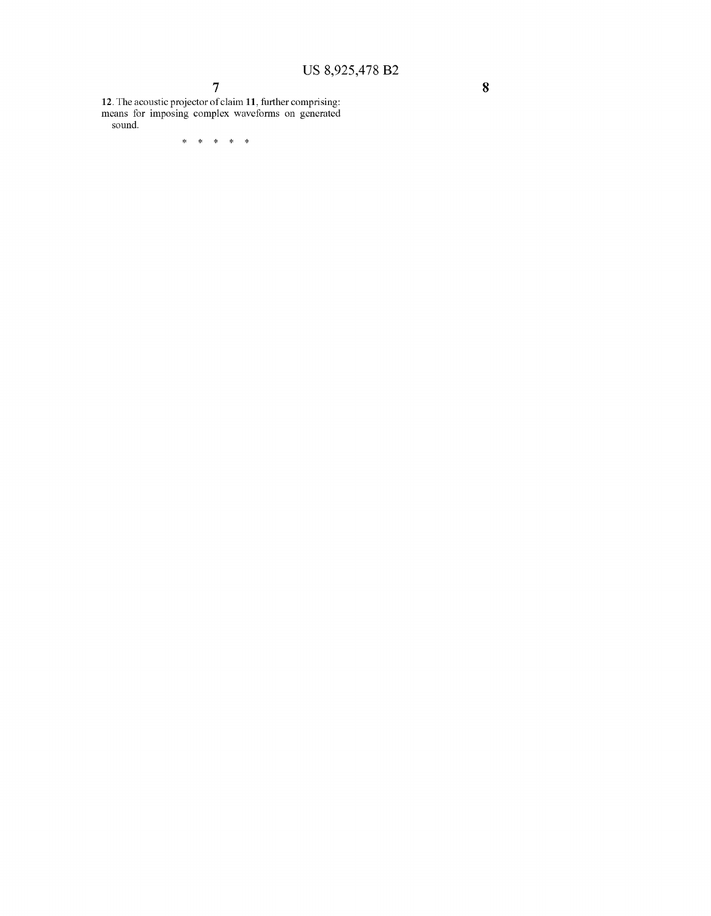**12**. The acoustic projector of claim **11**, further comprising:
means for imposing complex waveforms on generated sound.

\* \* \* \* \*